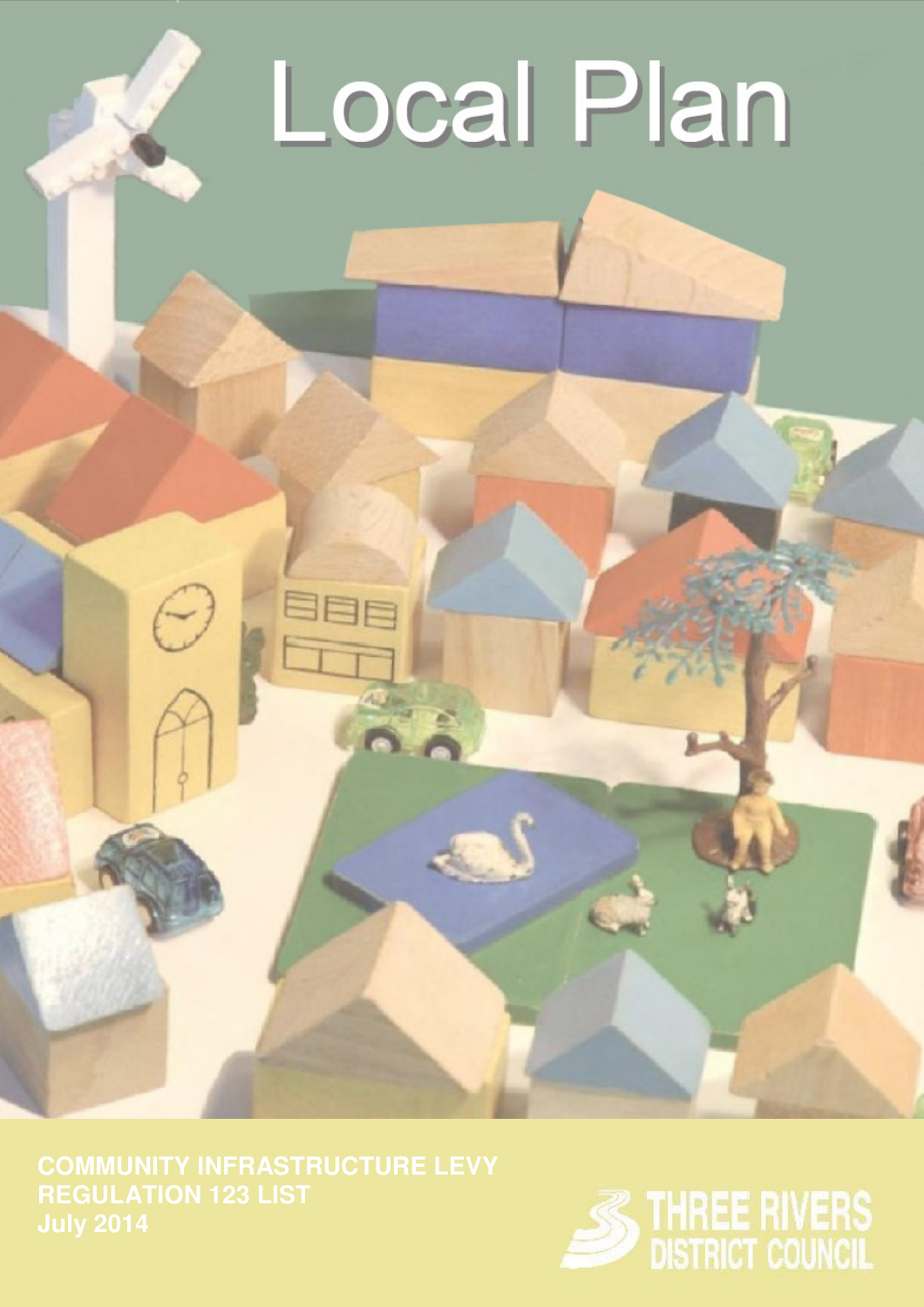# Local Plan

**COMMUNITY INFRASTRUCTURE LEVY**
**REGULATION 123 LIST**
**July 2014**

THREE RIVERS DISTRICT COUNCIL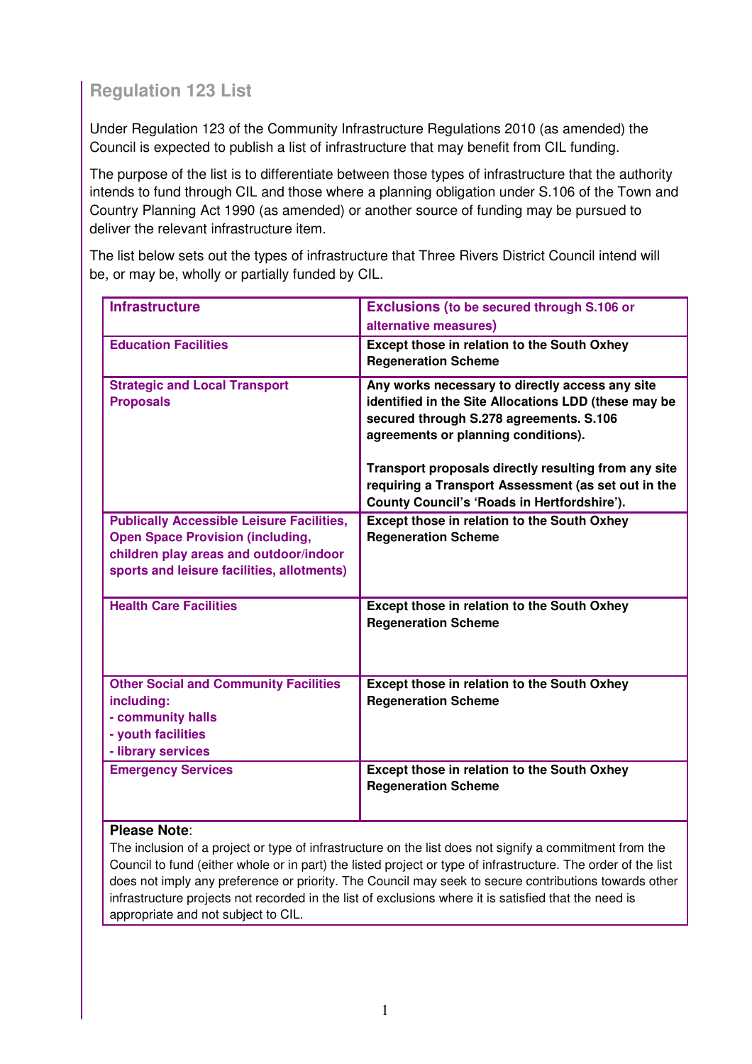## Regulation 123 List

Under Regulation 123 of the Community Infrastructure Regulations 2010 (as amended) the Council is expected to publish a list of infrastructure that may benefit from CIL funding.

The purpose of the list is to differentiate between those types of infrastructure that the authority intends to fund through CIL and those where a planning obligation under S.106 of the Town and Country Planning Act 1990 (as amended) or another source of funding may be pursued to deliver the relevant infrastructure item.

The list below sets out the types of infrastructure that Three Rivers District Council intend will be, or may be, wholly or partially funded by CIL.

| Infrastructure | Exclusions (to be secured through S.106 or alternative measures) |
|---|---|
| **Education Facilities** | **Except those in relation to the South Oxhey Regeneration Scheme** |
| **Strategic and Local Transport Proposals** | **Any works necessary to directly access any site identified in the Site Allocations LDD (these may be secured through S.278 agreements. S.106 agreements or planning conditions).**<br><br>**Transport proposals directly resulting from any site requiring a Transport Assessment (as set out in the County Council's 'Roads in Hertfordshire').** |
| **Publically Accessible Leisure Facilities, Open Space Provision (including, children play areas and outdoor/indoor sports and leisure facilities, allotments)** | **Except those in relation to the South Oxhey Regeneration Scheme** |
| **Health Care Facilities** | **Except those in relation to the South Oxhey Regeneration Scheme** |
| **Other Social and Community Facilities including:**<br>**- community halls**<br>**- youth facilities**<br>**- library services** | **Except those in relation to the South Oxhey Regeneration Scheme** |
| **Emergency Services** | **Except those in relation to the South Oxhey Regeneration Scheme** |

**Please Note**:
The inclusion of a project or type of infrastructure on the list does not signify a commitment from the Council to fund (either whole or in part) the listed project or type of infrastructure. The order of the list does not imply any preference or priority. The Council may seek to secure contributions towards other infrastructure projects not recorded in the list of exclusions where it is satisfied that the need is appropriate and not subject to CIL.